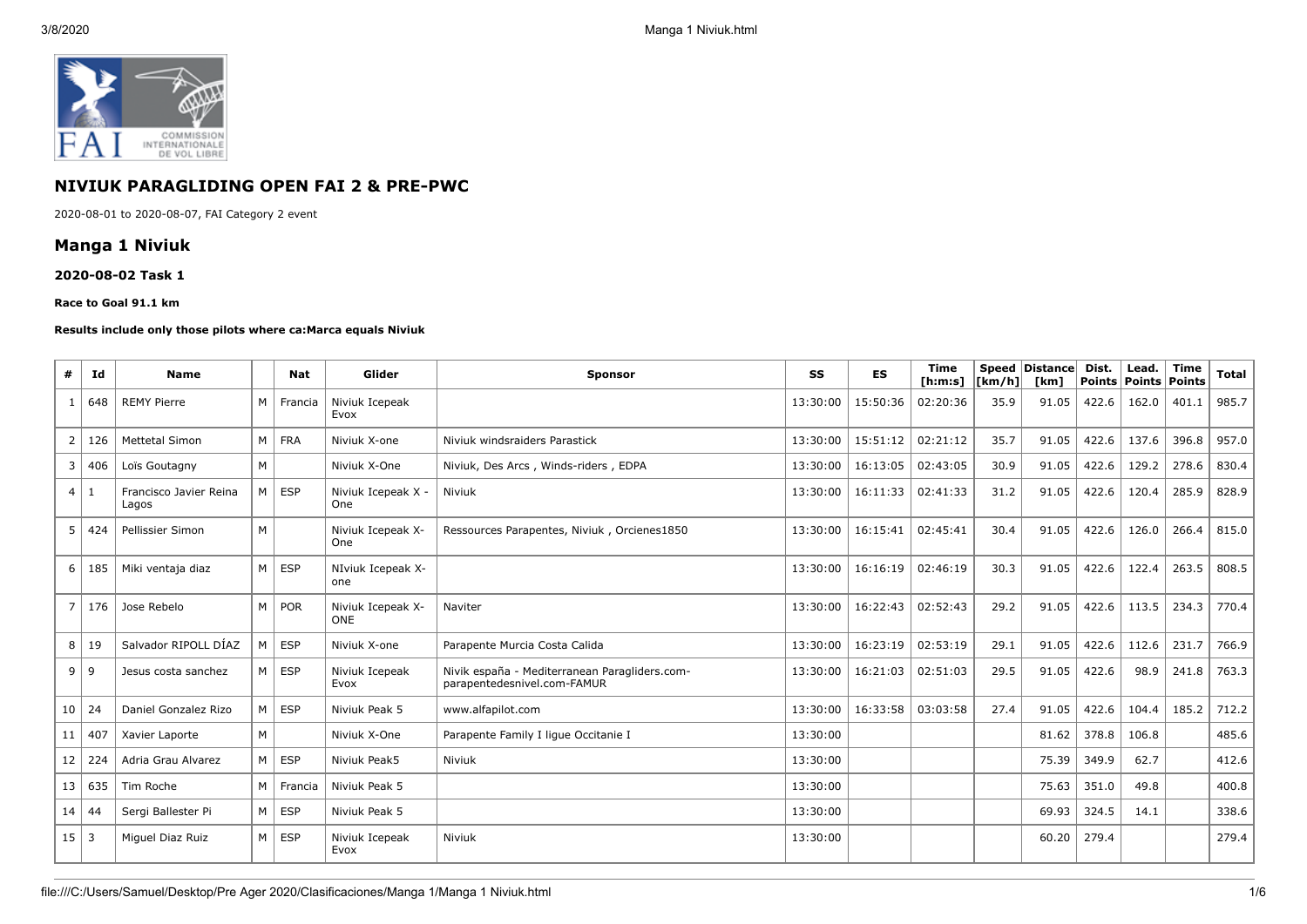# NIVIUK PARAGLIDING OPEN FAI 2 & PRE-PWC

2020-08-01 to 2020-08-07, FAI Category 2 event

## Manga 1 Niviuk

### 2020-08-02 Task 1

#### Race to Goal 91.1 km

**Results include only those pilots where ca:Marca equals Niviuk**

| # | Id | Name | | Nat | Glider | Sponsor | SS | ES | Time [h:m:s] | Speed [km/h] | Distance [km] | Dist. Points | Lead. Points | Time Points | Total |
|---|---|---|---|---|---|---|---|---|---|---|---|---|---|---|---|
| 1 | 648 | REMY Pierre | M | Francia | Niviuk Icepeak Evox | | 13:30:00 | 15:50:36 | 02:20:36 | 35.9 | 91.05 | 422.6 | 162.0 | 401.1 | 985.7 |
| 2 | 126 | Mettetal Simon | M | FRA | Niviuk X-one | Niviuk windsraiders Parastick | 13:30:00 | 15:51:12 | 02:21:12 | 35.7 | 91.05 | 422.6 | 137.6 | 396.8 | 957.0 |
| 3 | 406 | Loïs Goutagny | M | | Niviuk X-One | Niviuk, Des Arcs , Winds-riders , EDPA | 13:30:00 | 16:13:05 | 02:43:05 | 30.9 | 91.05 | 422.6 | 129.2 | 278.6 | 830.4 |
| 4 | 1 | Francisco Javier Reina Lagos | M | ESP | Niviuk Icepeak X - One | Niviuk | 13:30:00 | 16:11:33 | 02:41:33 | 31.2 | 91.05 | 422.6 | 120.4 | 285.9 | 828.9 |
| 5 | 424 | Pellissier Simon | M | | Niviuk Icepeak X-One | Ressources Parapentes, Niviuk , Orcienes1850 | 13:30:00 | 16:15:41 | 02:45:41 | 30.4 | 91.05 | 422.6 | 126.0 | 266.4 | 815.0 |
| 6 | 185 | Miki ventaja diaz | M | ESP | NIviuk Icepeak X-one | | 13:30:00 | 16:16:19 | 02:46:19 | 30.3 | 91.05 | 422.6 | 122.4 | 263.5 | 808.5 |
| 7 | 176 | Jose Rebelo | M | POR | Niviuk Icepeak X-ONE | Naviter | 13:30:00 | 16:22:43 | 02:52:43 | 29.2 | 91.05 | 422.6 | 113.5 | 234.3 | 770.4 |
| 8 | 19 | Salvador RIPOLL DÍAZ | M | ESP | Niviuk X-one | Parapente Murcia Costa Calida | 13:30:00 | 16:23:19 | 02:53:19 | 29.1 | 91.05 | 422.6 | 112.6 | 231.7 | 766.9 |
| 9 | 9 | Jesus costa sanchez | M | ESP | Niviuk Icepeak Evox | Nivik españa - Mediterranean Paragliders.com-parapentedesnivel.com-FAMUR | 13:30:00 | 16:21:03 | 02:51:03 | 29.5 | 91.05 | 422.6 | 98.9 | 241.8 | 763.3 |
| 10 | 24 | Daniel Gonzalez Rizo | M | ESP | Niviuk Peak 5 | www.alfapilot.com | 13:30:00 | 16:33:58 | 03:03:58 | 27.4 | 91.05 | 422.6 | 104.4 | 185.2 | 712.2 |
| 11 | 407 | Xavier Laporte | M | | Niviuk X-One | Parapente Family I ligue Occitanie I | 13:30:00 | | | | 81.62 | 378.8 | 106.8 | | 485.6 |
| 12 | 224 | Adria Grau Alvarez | M | ESP | Niviuk Peak5 | Niviuk | 13:30:00 | | | | 75.39 | 349.9 | 62.7 | | 412.6 |
| 13 | 635 | Tim Roche | M | Francia | Niviuk Peak 5 | | 13:30:00 | | | | 75.63 | 351.0 | 49.8 | | 400.8 |
| 14 | 44 | Sergi Ballester Pi | M | ESP | Niviuk Peak 5 | | 13:30:00 | | | | 69.93 | 324.5 | 14.1 | | 338.6 |
| 15 | 3 | Miguel Diaz Ruiz | M | ESP | Niviuk Icepeak Evox | Niviuk | 13:30:00 | | | | 60.20 | 279.4 | | | 279.4 |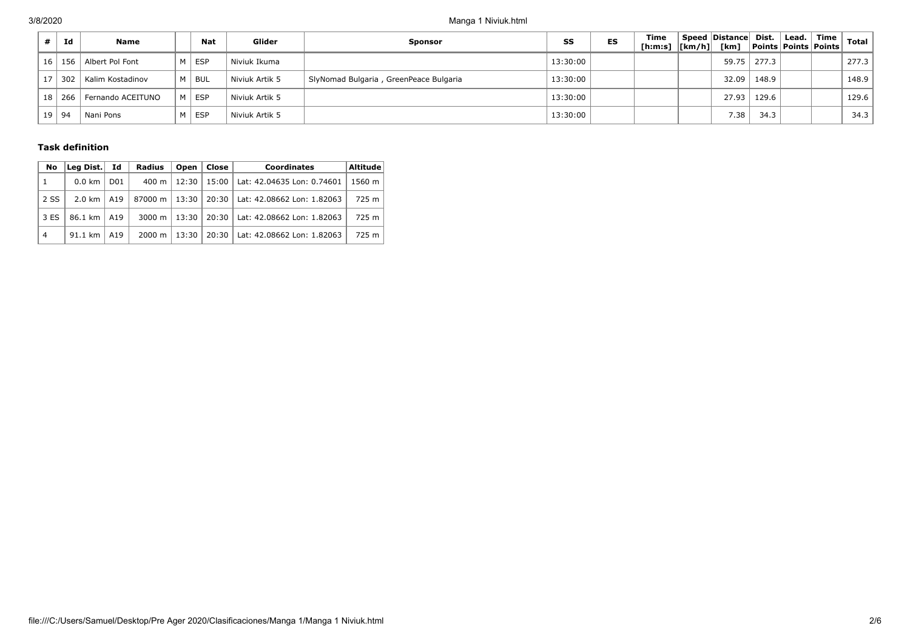| # | Id | Name | | Nat | Glider | Sponsor | SS | ES | Time [h:m:s] | Speed [km/h] | Distance [km] | Dist. Points | Lead. Points | Time Points | Total |
|---|---|---|---|---|---|---|---|---|---|---|---|---|---|---|---|
| 16 | 156 | Albert Pol Font | M | ESP | Niviuk Ikuma | | 13:30:00 | | | | 59.75 | 277.3 | | | 277.3 |
| 17 | 302 | Kalim Kostadinov | M | BUL | Niviuk Artik 5 | SlyNomad Bulgaria , GreenPeace Bulgaria | 13:30:00 | | | | 32.09 | 148.9 | | | 148.9 |
| 18 | 266 | Fernando ACEITUNO | M | ESP | Niviuk Artik 5 | | 13:30:00 | | | | 27.93 | 129.6 | | | 129.6 |
| 19 | 94 | Nani Pons | M | ESP | Niviuk Artik 5 | | 13:30:00 | | | | 7.38 | 34.3 | | | 34.3 |

### Task definition

| No | Leg Dist. | Id | Radius | Open | Close | Coordinates | Altitude |
|---|---|---|---|---|---|---|---|
| 1 | 0.0 km | D01 | 400 m | 12:30 | 15:00 | Lat: 42.04635 Lon: 0.74601 | 1560 m |
| 2 SS | 2.0 km | A19 | 87000 m | 13:30 | 20:30 | Lat: 42.08662 Lon: 1.82063 | 725 m |
| 3 ES | 86.1 km | A19 | 3000 m | 13:30 | 20:30 | Lat: 42.08662 Lon: 1.82063 | 725 m |
| 4 | 91.1 km | A19 | 2000 m | 13:30 | 20:30 | Lat: 42.08662 Lon: 1.82063 | 725 m |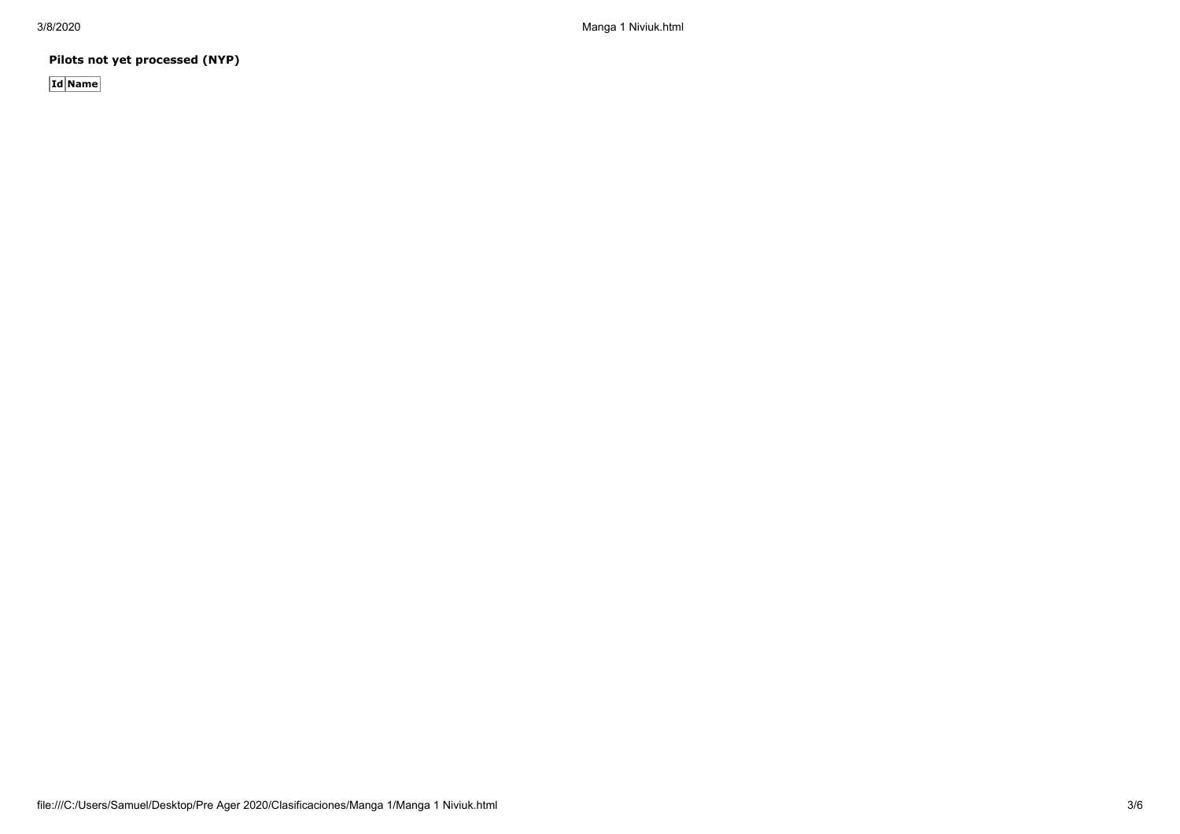**Pilots not yet processed (NYP)**

| Id | Name |
|---|---|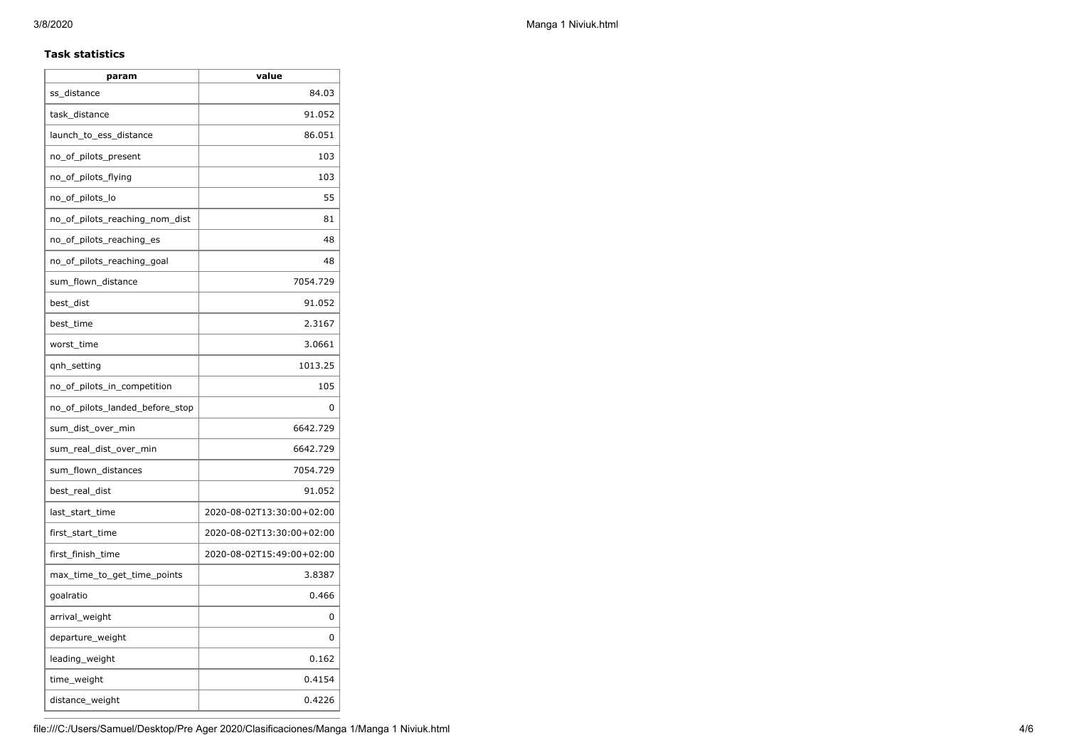### Task statistics

| param | value |
|---|---|
| ss_distance | 84.03 |
| task_distance | 91.052 |
| launch_to_ess_distance | 86.051 |
| no_of_pilots_present | 103 |
| no_of_pilots_flying | 103 |
| no_of_pilots_lo | 55 |
| no_of_pilots_reaching_nom_dist | 81 |
| no_of_pilots_reaching_es | 48 |
| no_of_pilots_reaching_goal | 48 |
| sum_flown_distance | 7054.729 |
| best_dist | 91.052 |
| best_time | 2.3167 |
| worst_time | 3.0661 |
| qnh_setting | 1013.25 |
| no_of_pilots_in_competition | 105 |
| no_of_pilots_landed_before_stop | 0 |
| sum_dist_over_min | 6642.729 |
| sum_real_dist_over_min | 6642.729 |
| sum_flown_distances | 7054.729 |
| best_real_dist | 91.052 |
| last_start_time | 2020-08-02T13:30:00+02:00 |
| first_start_time | 2020-08-02T13:30:00+02:00 |
| first_finish_time | 2020-08-02T15:49:00+02:00 |
| max_time_to_get_time_points | 3.8387 |
| goalratio | 0.466 |
| arrival_weight | 0 |
| departure_weight | 0 |
| leading_weight | 0.162 |
| time_weight | 0.4154 |
| distance_weight | 0.4226 |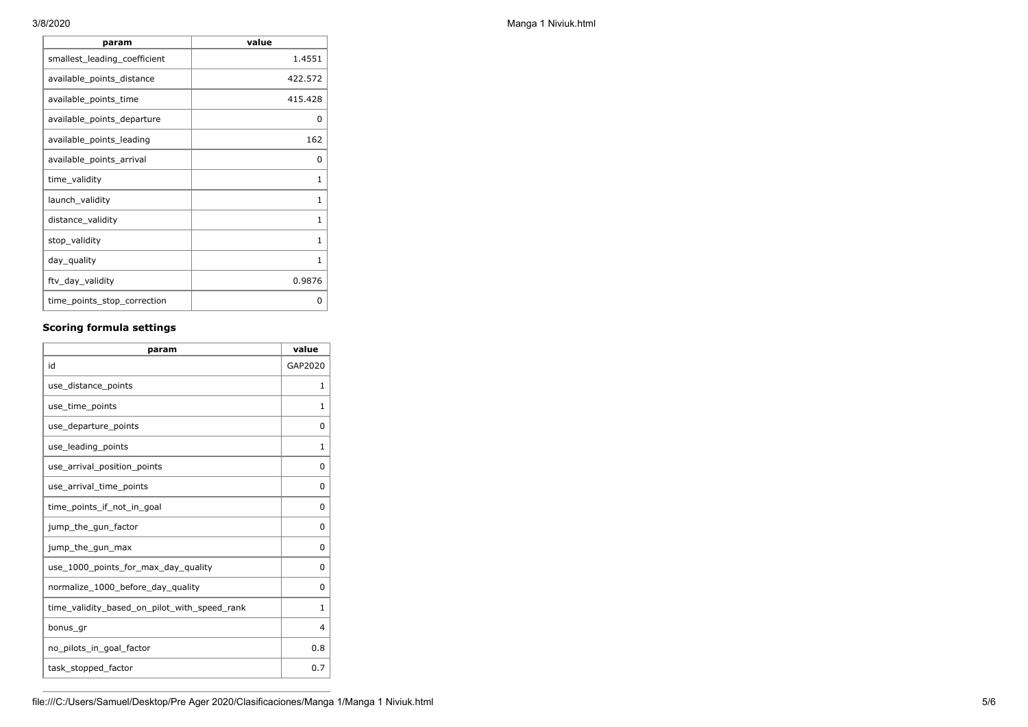| param | value |
| --- | --- |
| smallest_leading_coefficient | 1.4551 |
| available_points_distance | 422.572 |
| available_points_time | 415.428 |
| available_points_departure | 0 |
| available_points_leading | 162 |
| available_points_arrival | 0 |
| time_validity | 1 |
| launch_validity | 1 |
| distance_validity | 1 |
| stop_validity | 1 |
| day_quality | 1 |
| ftv_day_validity | 0.9876 |
| time_points_stop_correction | 0 |

### Scoring formula settings

| param | value |
| --- | --- |
| id | GAP2020 |
| use_distance_points | 1 |
| use_time_points | 1 |
| use_departure_points | 0 |
| use_leading_points | 1 |
| use_arrival_position_points | 0 |
| use_arrival_time_points | 0 |
| time_points_if_not_in_goal | 0 |
| jump_the_gun_factor | 0 |
| jump_the_gun_max | 0 |
| use_1000_points_for_max_day_quality | 0 |
| normalize_1000_before_day_quality | 0 |
| time_validity_based_on_pilot_with_speed_rank | 1 |
| bonus_gr | 4 |
| no_pilots_in_goal_factor | 0.8 |
| task_stopped_factor | 0.7 |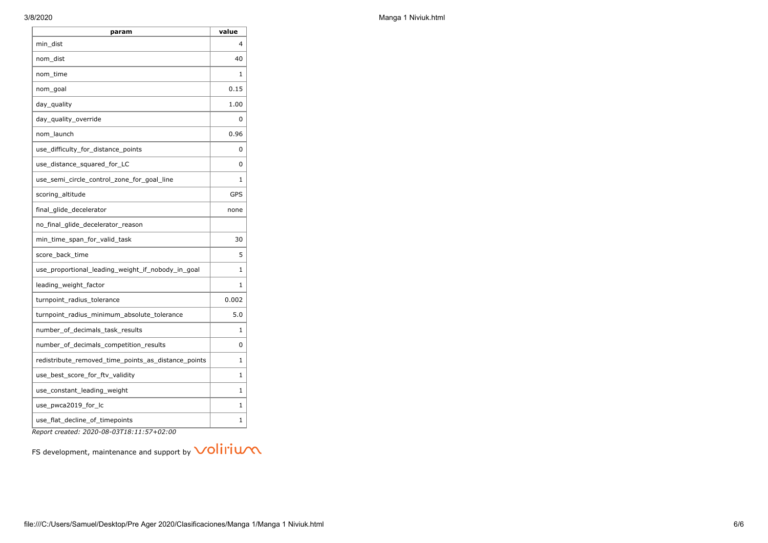| param | value |
|---|---|
| min_dist | 4 |
| nom_dist | 40 |
| nom_time | 1 |
| nom_goal | 0.15 |
| day_quality | 1.00 |
| day_quality_override | 0 |
| nom_launch | 0.96 |
| use_difficulty_for_distance_points | 0 |
| use_distance_squared_for_LC | 0 |
| use_semi_circle_control_zone_for_goal_line | 1 |
| scoring_altitude | GPS |
| final_glide_decelerator | none |
| no_final_glide_decelerator_reason | |
| min_time_span_for_valid_task | 30 |
| score_back_time | 5 |
| use_proportional_leading_weight_if_nobody_in_goal | 1 |
| leading_weight_factor | 1 |
| turnpoint_radius_tolerance | 0.002 |
| turnpoint_radius_minimum_absolute_tolerance | 5.0 |
| number_of_decimals_task_results | 1 |
| number_of_decimals_competition_results | 0 |
| redistribute_removed_time_points_as_distance_points | 1 |
| use_best_score_for_ftv_validity | 1 |
| use_constant_leading_weight | 1 |
| use_pwca2019_for_lc | 1 |
| use_flat_decline_of_timepoints | 1 |

*Report created: 2020-08-03T18:11:57+02:00*

FS development, maintenance and support by volirium